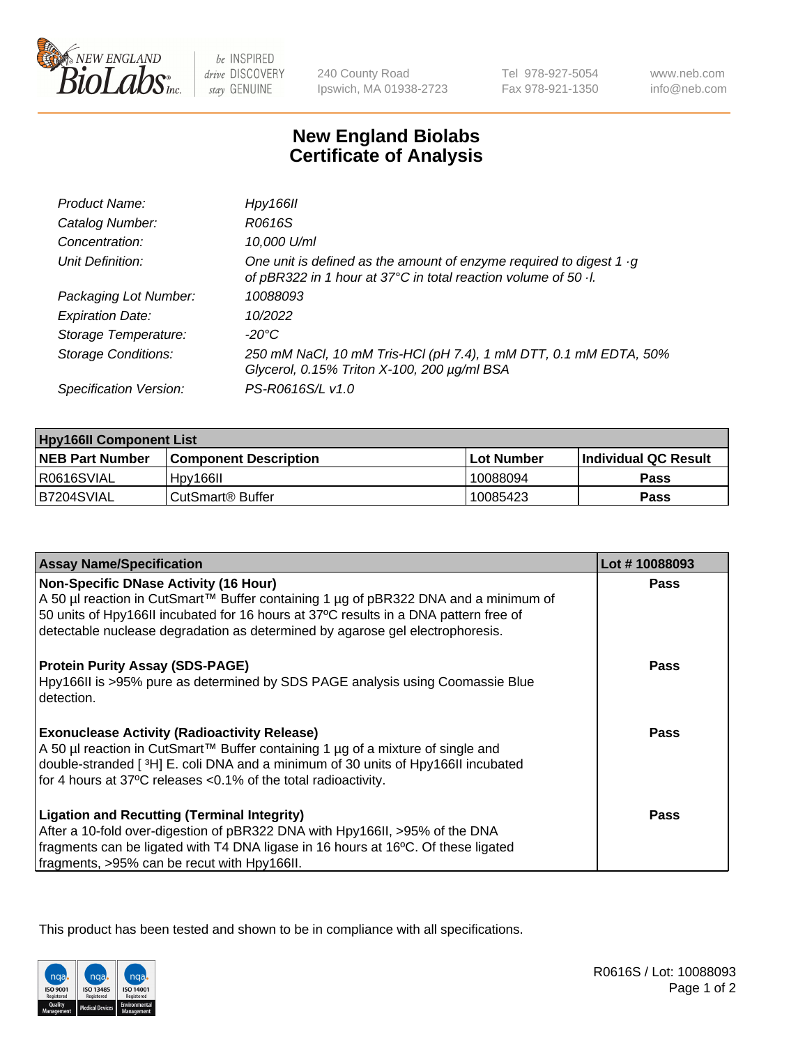# New England Biolabs Certificate of Analysis

| | |
|---|---|
| *Product Name:* | *Hpy166II* |
| *Catalog Number:* | *R0616S* |
| *Concentration:* | *10,000 U/ml* |
| *Unit Definition:* | *One unit is defined as the amount of enzyme required to digest 1 ·g of pBR322 in 1 hour at 37°C in total reaction volume of 50 ·l.* |
| *Packaging Lot Number:* | *10088093* |
| *Expiration Date:* | *10/2022* |
| *Storage Temperature:* | *-20°C* |
| *Storage Conditions:* | *250 mM NaCl, 10 mM Tris-HCl (pH 7.4), 1 mM DTT, 0.1 mM EDTA, 50% Glycerol, 0.15% Triton X-100, 200 µg/ml BSA* |
| *Specification Version:* | *PS-R0616S/L v1.0* |

| Hpy166II Component List | | | |
|---|---|---|---|
| **NEB Part Number** | **Component Description** | **Lot Number** | **Individual QC Result** |
| R0616SVIAL | Hpy166II | 10088094 | **Pass** |
| B7204SVIAL | CutSmart® Buffer | 10085423 | **Pass** |

| Assay Name/Specification | Lot # 10088093 |
|---|---|
| **Non-Specific DNase Activity (16 Hour)** A 50 µl reaction in CutSmart™ Buffer containing 1 µg of pBR322 DNA and a minimum of 50 units of Hpy166II incubated for 16 hours at 37ºC results in a DNA pattern free of detectable nuclease degradation as determined by agarose gel electrophoresis. | **Pass** |
| **Protein Purity Assay (SDS-PAGE)** Hpy166II is >95% pure as determined by SDS PAGE analysis using Coomassie Blue detection. | **Pass** |
| **Exonuclease Activity (Radioactivity Release)** A 50 µl reaction in CutSmart™ Buffer containing 1 µg of a mixture of single and double-stranded [ $^3$H] E. coli DNA and a minimum of 30 units of Hpy166II incubated for 4 hours at 37ºC releases <0.1% of the total radioactivity. | **Pass** |
| **Ligation and Recutting (Terminal Integrity)** After a 10-fold over-digestion of pBR322 DNA with Hpy166II, >95% of the DNA fragments can be ligated with T4 DNA ligase in 16 hours at 16ºC. Of these ligated fragments, >95% can be recut with Hpy166II. | **Pass** |

This product has been tested and shown to be in compliance with all specifications.

R0616S / Lot: 10088093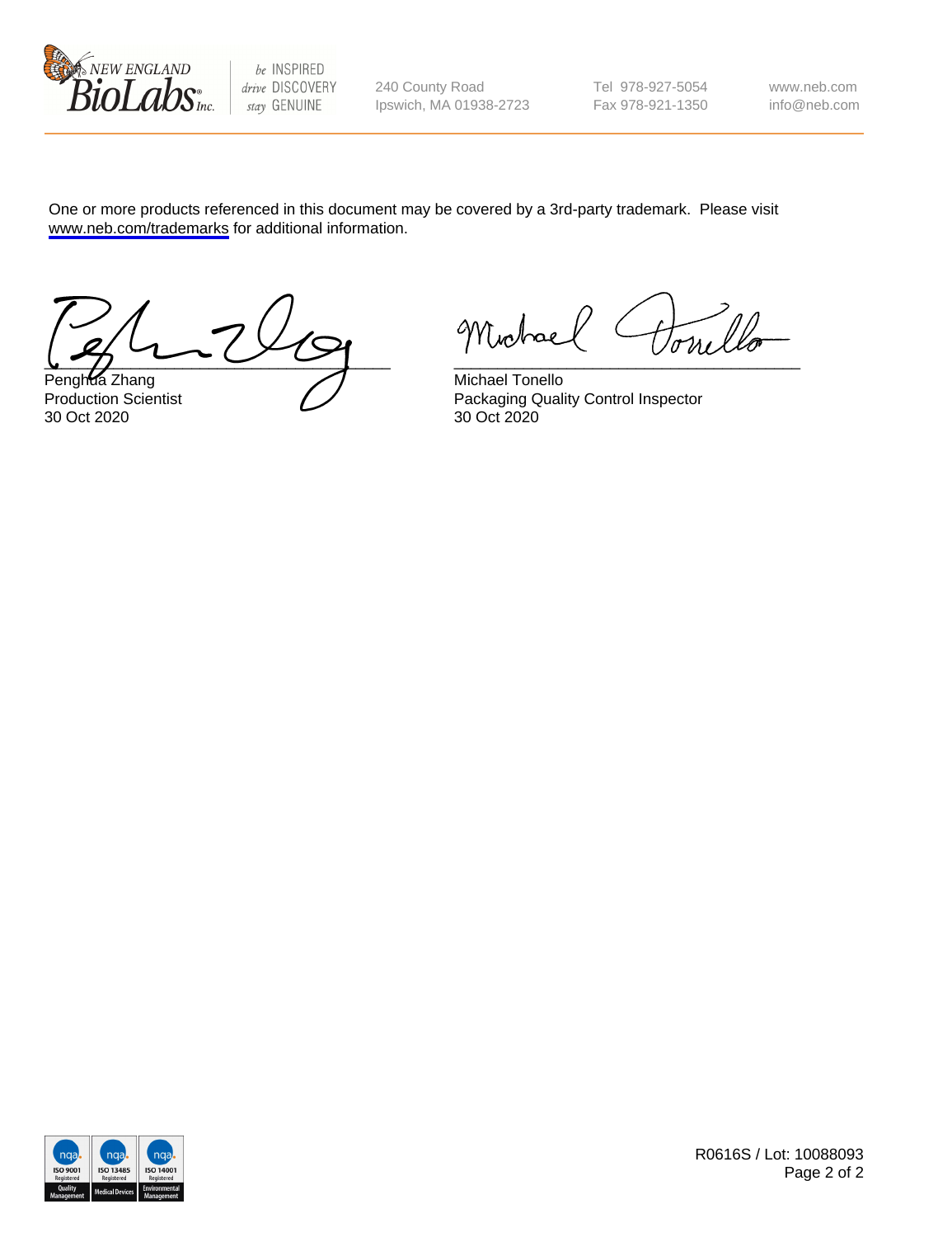One or more products referenced in this document may be covered by a 3rd-party trademark. Please visit www.neb.com/trademarks for additional information.

Penghua Zhang
Production Scientist
30 Oct 2020

Michael Tonello
Packaging Quality Control Inspector
30 Oct 2020

R0616S / Lot: 10088093